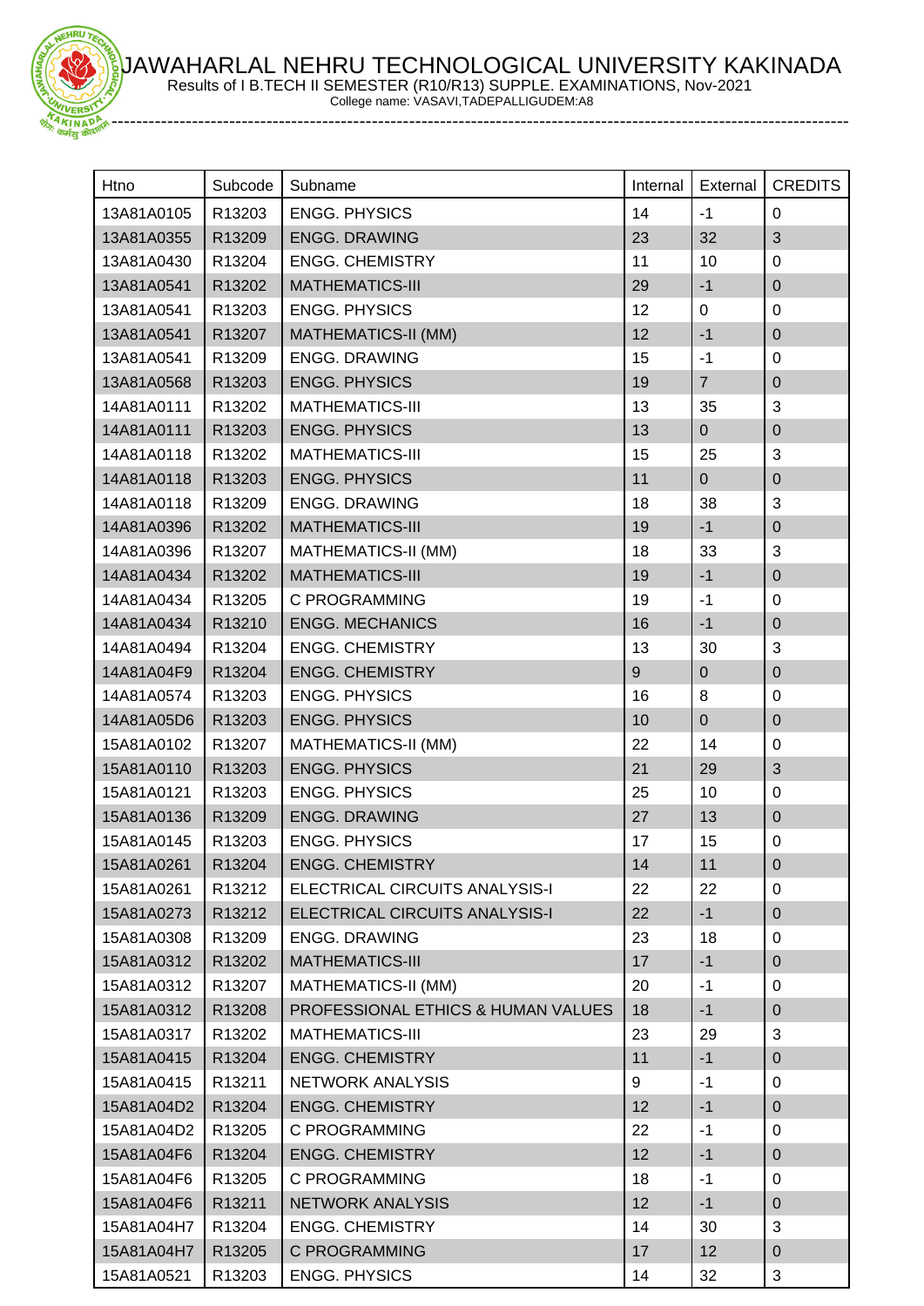# JAWAHARLAL NEHRU TECHNOLOGICAL UNIVERSITY KAKINADA

Results of I B.TECH II SEMESTER (R10/R13) SUPPLE. EXAMINATIONS, Nov-2021

College name: VASAVI,TADEPALLIGUDEM:A8

| Htno | Subcode | Subname | Internal | External | CREDITS |
|---|---|---|---|---|---|
| 13A81A0105 | R13203 | ENGG. PHYSICS | 14 | -1 | 0 |
| 13A81A0355 | R13209 | ENGG. DRAWING | 23 | 32 | 3 |
| 13A81A0430 | R13204 | ENGG. CHEMISTRY | 11 | 10 | 0 |
| 13A81A0541 | R13202 | MATHEMATICS-III | 29 | -1 | 0 |
| 13A81A0541 | R13203 | ENGG. PHYSICS | 12 | 0 | 0 |
| 13A81A0541 | R13207 | MATHEMATICS-II (MM) | 12 | -1 | 0 |
| 13A81A0541 | R13209 | ENGG. DRAWING | 15 | -1 | 0 |
| 13A81A0568 | R13203 | ENGG. PHYSICS | 19 | 7 | 0 |
| 14A81A0111 | R13202 | MATHEMATICS-III | 13 | 35 | 3 |
| 14A81A0111 | R13203 | ENGG. PHYSICS | 13 | 0 | 0 |
| 14A81A0118 | R13202 | MATHEMATICS-III | 15 | 25 | 3 |
| 14A81A0118 | R13203 | ENGG. PHYSICS | 11 | 0 | 0 |
| 14A81A0118 | R13209 | ENGG. DRAWING | 18 | 38 | 3 |
| 14A81A0396 | R13202 | MATHEMATICS-III | 19 | -1 | 0 |
| 14A81A0396 | R13207 | MATHEMATICS-II (MM) | 18 | 33 | 3 |
| 14A81A0434 | R13202 | MATHEMATICS-III | 19 | -1 | 0 |
| 14A81A0434 | R13205 | C PROGRAMMING | 19 | -1 | 0 |
| 14A81A0434 | R13210 | ENGG. MECHANICS | 16 | -1 | 0 |
| 14A81A0494 | R13204 | ENGG. CHEMISTRY | 13 | 30 | 3 |
| 14A81A04F9 | R13204 | ENGG. CHEMISTRY | 9 | 0 | 0 |
| 14A81A0574 | R13203 | ENGG. PHYSICS | 16 | 8 | 0 |
| 14A81A05D6 | R13203 | ENGG. PHYSICS | 10 | 0 | 0 |
| 15A81A0102 | R13207 | MATHEMATICS-II (MM) | 22 | 14 | 0 |
| 15A81A0110 | R13203 | ENGG. PHYSICS | 21 | 29 | 3 |
| 15A81A0121 | R13203 | ENGG. PHYSICS | 25 | 10 | 0 |
| 15A81A0136 | R13209 | ENGG. DRAWING | 27 | 13 | 0 |
| 15A81A0145 | R13203 | ENGG. PHYSICS | 17 | 15 | 0 |
| 15A81A0261 | R13204 | ENGG. CHEMISTRY | 14 | 11 | 0 |
| 15A81A0261 | R13212 | ELECTRICAL CIRCUITS ANALYSIS-I | 22 | 22 | 0 |
| 15A81A0273 | R13212 | ELECTRICAL CIRCUITS ANALYSIS-I | 22 | -1 | 0 |
| 15A81A0308 | R13209 | ENGG. DRAWING | 23 | 18 | 0 |
| 15A81A0312 | R13202 | MATHEMATICS-III | 17 | -1 | 0 |
| 15A81A0312 | R13207 | MATHEMATICS-II (MM) | 20 | -1 | 0 |
| 15A81A0312 | R13208 | PROFESSIONAL ETHICS & HUMAN VALUES | 18 | -1 | 0 |
| 15A81A0317 | R13202 | MATHEMATICS-III | 23 | 29 | 3 |
| 15A81A0415 | R13204 | ENGG. CHEMISTRY | 11 | -1 | 0 |
| 15A81A0415 | R13211 | NETWORK ANALYSIS | 9 | -1 | 0 |
| 15A81A04D2 | R13204 | ENGG. CHEMISTRY | 12 | -1 | 0 |
| 15A81A04D2 | R13205 | C PROGRAMMING | 22 | -1 | 0 |
| 15A81A04F6 | R13204 | ENGG. CHEMISTRY | 12 | -1 | 0 |
| 15A81A04F6 | R13205 | C PROGRAMMING | 18 | -1 | 0 |
| 15A81A04F6 | R13211 | NETWORK ANALYSIS | 12 | -1 | 0 |
| 15A81A04H7 | R13204 | ENGG. CHEMISTRY | 14 | 30 | 3 |
| 15A81A04H7 | R13205 | C PROGRAMMING | 17 | 12 | 0 |
| 15A81A0521 | R13203 | ENGG. PHYSICS | 14 | 32 | 3 |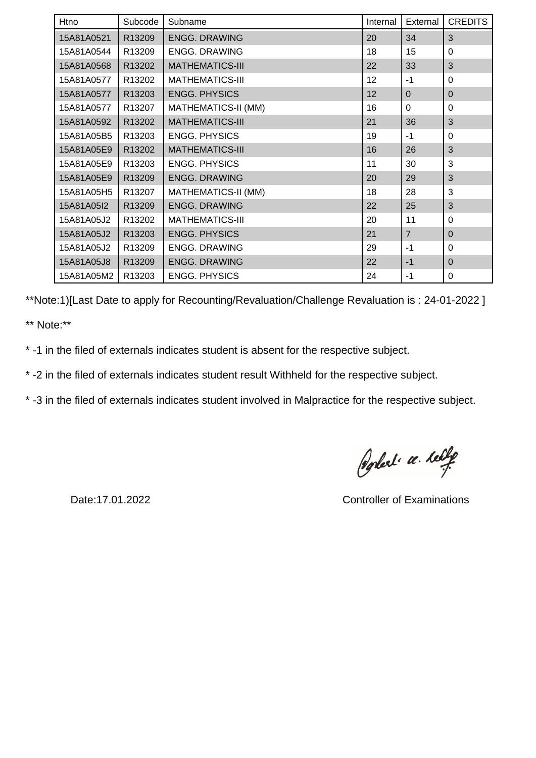| Htno | Subcode | Subname | Internal | External | CREDITS |
| --- | --- | --- | --- | --- | --- |
| 15A81A0521 | R13209 | ENGG. DRAWING | 20 | 34 | 3 |
| 15A81A0544 | R13209 | ENGG. DRAWING | 18 | 15 | 0 |
| 15A81A0568 | R13202 | MATHEMATICS-III | 22 | 33 | 3 |
| 15A81A0577 | R13202 | MATHEMATICS-III | 12 | -1 | 0 |
| 15A81A0577 | R13203 | ENGG. PHYSICS | 12 | 0 | 0 |
| 15A81A0577 | R13207 | MATHEMATICS-II (MM) | 16 | 0 | 0 |
| 15A81A0592 | R13202 | MATHEMATICS-III | 21 | 36 | 3 |
| 15A81A05B5 | R13203 | ENGG. PHYSICS | 19 | -1 | 0 |
| 15A81A05E9 | R13202 | MATHEMATICS-III | 16 | 26 | 3 |
| 15A81A05E9 | R13203 | ENGG. PHYSICS | 11 | 30 | 3 |
| 15A81A05E9 | R13209 | ENGG. DRAWING | 20 | 29 | 3 |
| 15A81A05H5 | R13207 | MATHEMATICS-II (MM) | 18 | 28 | 3 |
| 15A81A05I2 | R13209 | ENGG. DRAWING | 22 | 25 | 3 |
| 15A81A05J2 | R13202 | MATHEMATICS-III | 20 | 11 | 0 |
| 15A81A05J2 | R13203 | ENGG. PHYSICS | 21 | 7 | 0 |
| 15A81A05J2 | R13209 | ENGG. DRAWING | 29 | -1 | 0 |
| 15A81A05J8 | R13209 | ENGG. DRAWING | 22 | -1 | 0 |
| 15A81A05M2 | R13203 | ENGG. PHYSICS | 24 | -1 | 0 |

**Note:1)[Last Date to apply for Recounting/Revaluation/Challenge Revaluation is : 24-01-2022 ]

** Note:**

* -1 in the filed of externals indicates student is absent for the respective subject.

* -2 in the filed of externals indicates student result Withheld for the respective subject.

* -3 in the filed of externals indicates student involved in Malpractice for the respective subject.

Date:17.01.2022

Controller of Examinations